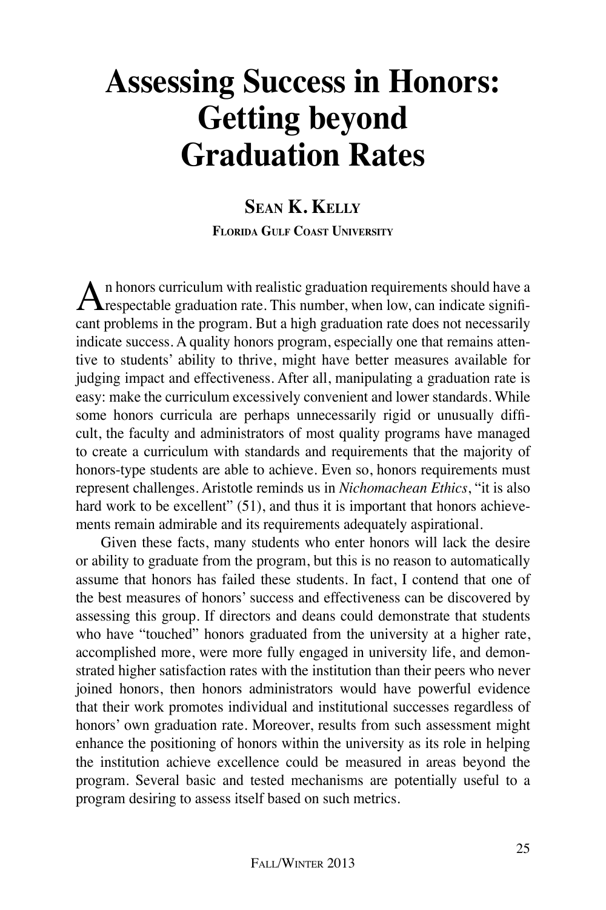# Assessing Success in Honors: Getting beyond Graduation Rates

**Sean K. Kelly**

**Florida Gulf Coast University**

An honors curriculum with realistic graduation requirements should have a respectable graduation rate. This number, when low, can indicate significant problems in the program. But a high graduation rate does not necessarily indicate success. A quality honors program, especially one that remains attentive to students' ability to thrive, might have better measures available for judging impact and effectiveness. After all, manipulating a graduation rate is easy: make the curriculum excessively convenient and lower standards. While some honors curricula are perhaps unnecessarily rigid or unusually difficult, the faculty and administrators of most quality programs have managed to create a curriculum with standards and requirements that the majority of honors-type students are able to achieve. Even so, honors requirements must represent challenges. Aristotle reminds us in *Nichomachean Ethics*, "it is also hard work to be excellent" (51), and thus it is important that honors achievements remain admirable and its requirements adequately aspirational.

Given these facts, many students who enter honors will lack the desire or ability to graduate from the program, but this is no reason to automatically assume that honors has failed these students. In fact, I contend that one of the best measures of honors' success and effectiveness can be discovered by assessing this group. If directors and deans could demonstrate that students who have "touched" honors graduated from the university at a higher rate, accomplished more, were more fully engaged in university life, and demonstrated higher satisfaction rates with the institution than their peers who never joined honors, then honors administrators would have powerful evidence that their work promotes individual and institutional successes regardless of honors' own graduation rate. Moreover, results from such assessment might enhance the positioning of honors within the university as its role in helping the institution achieve excellence could be measured in areas beyond the program. Several basic and tested mechanisms are potentially useful to a program desiring to assess itself based on such metrics.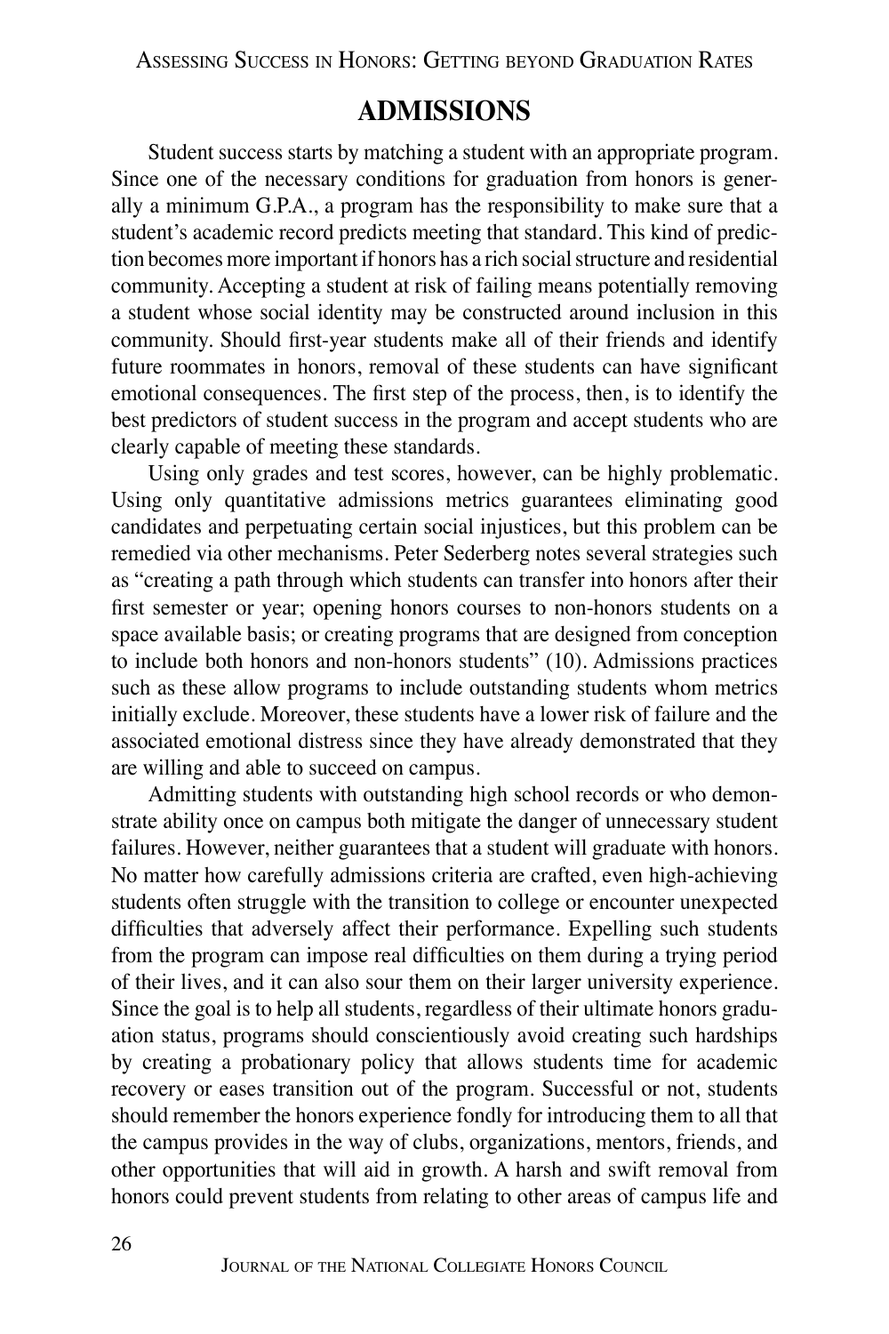## ADMISSIONS

Student success starts by matching a student with an appropriate program. Since one of the necessary conditions for graduation from honors is generally a minimum G.P.A., a program has the responsibility to make sure that a student's academic record predicts meeting that standard. This kind of prediction becomes more important if honors has a rich social structure and residential community. Accepting a student at risk of failing means potentially removing a student whose social identity may be constructed around inclusion in this community. Should first-year students make all of their friends and identify future roommates in honors, removal of these students can have significant emotional consequences. The first step of the process, then, is to identify the best predictors of student success in the program and accept students who are clearly capable of meeting these standards.

Using only grades and test scores, however, can be highly problematic. Using only quantitative admissions metrics guarantees eliminating good candidates and perpetuating certain social injustices, but this problem can be remedied via other mechanisms. Peter Sederberg notes several strategies such as "creating a path through which students can transfer into honors after their first semester or year; opening honors courses to non-honors students on a space available basis; or creating programs that are designed from conception to include both honors and non-honors students" (10). Admissions practices such as these allow programs to include outstanding students whom metrics initially exclude. Moreover, these students have a lower risk of failure and the associated emotional distress since they have already demonstrated that they are willing and able to succeed on campus.

Admitting students with outstanding high school records or who demonstrate ability once on campus both mitigate the danger of unnecessary student failures. However, neither guarantees that a student will graduate with honors. No matter how carefully admissions criteria are crafted, even high-achieving students often struggle with the transition to college or encounter unexpected difficulties that adversely affect their performance. Expelling such students from the program can impose real difficulties on them during a trying period of their lives, and it can also sour them on their larger university experience. Since the goal is to help all students, regardless of their ultimate honors graduation status, programs should conscientiously avoid creating such hardships by creating a probationary policy that allows students time for academic recovery or eases transition out of the program. Successful or not, students should remember the honors experience fondly for introducing them to all that the campus provides in the way of clubs, organizations, mentors, friends, and other opportunities that will aid in growth. A harsh and swift removal from honors could prevent students from relating to other areas of campus life and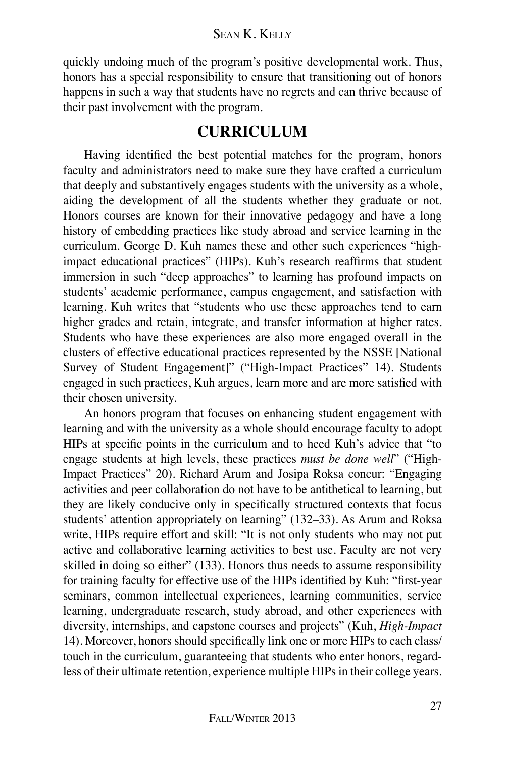quickly undoing much of the program's positive developmental work. Thus, honors has a special responsibility to ensure that transitioning out of honors happens in such a way that students have no regrets and can thrive because of their past involvement with the program.

## CURRICULUM

Having identified the best potential matches for the program, honors faculty and administrators need to make sure they have crafted a curriculum that deeply and substantively engages students with the university as a whole, aiding the development of all the students whether they graduate or not. Honors courses are known for their innovative pedagogy and have a long history of embedding practices like study abroad and service learning in the curriculum. George D. Kuh names these and other such experiences "high-impact educational practices" (HIPs). Kuh's research reaffirms that student immersion in such "deep approaches" to learning has profound impacts on students' academic performance, campus engagement, and satisfaction with learning. Kuh writes that "students who use these approaches tend to earn higher grades and retain, integrate, and transfer information at higher rates. Students who have these experiences are also more engaged overall in the clusters of effective educational practices represented by the NSSE [National Survey of Student Engagement]" ("High-Impact Practices" 14). Students engaged in such practices, Kuh argues, learn more and are more satisfied with their chosen university.

An honors program that focuses on enhancing student engagement with learning and with the university as a whole should encourage faculty to adopt HIPs at specific points in the curriculum and to heed Kuh's advice that "to engage students at high levels, these practices *must be done well*" ("High-Impact Practices" 20). Richard Arum and Josipa Roksa concur: "Engaging activities and peer collaboration do not have to be antithetical to learning, but they are likely conducive only in specifically structured contexts that focus students' attention appropriately on learning" (132–33). As Arum and Roksa write, HIPs require effort and skill: "It is not only students who may not put active and collaborative learning activities to best use. Faculty are not very skilled in doing so either" (133). Honors thus needs to assume responsibility for training faculty for effective use of the HIPs identified by Kuh: "first-year seminars, common intellectual experiences, learning communities, service learning, undergraduate research, study abroad, and other experiences with diversity, internships, and capstone courses and projects" (Kuh, *High-Impact* 14). Moreover, honors should specifically link one or more HIPs to each class/touch in the curriculum, guaranteeing that students who enter honors, regardless of their ultimate retention, experience multiple HIPs in their college years.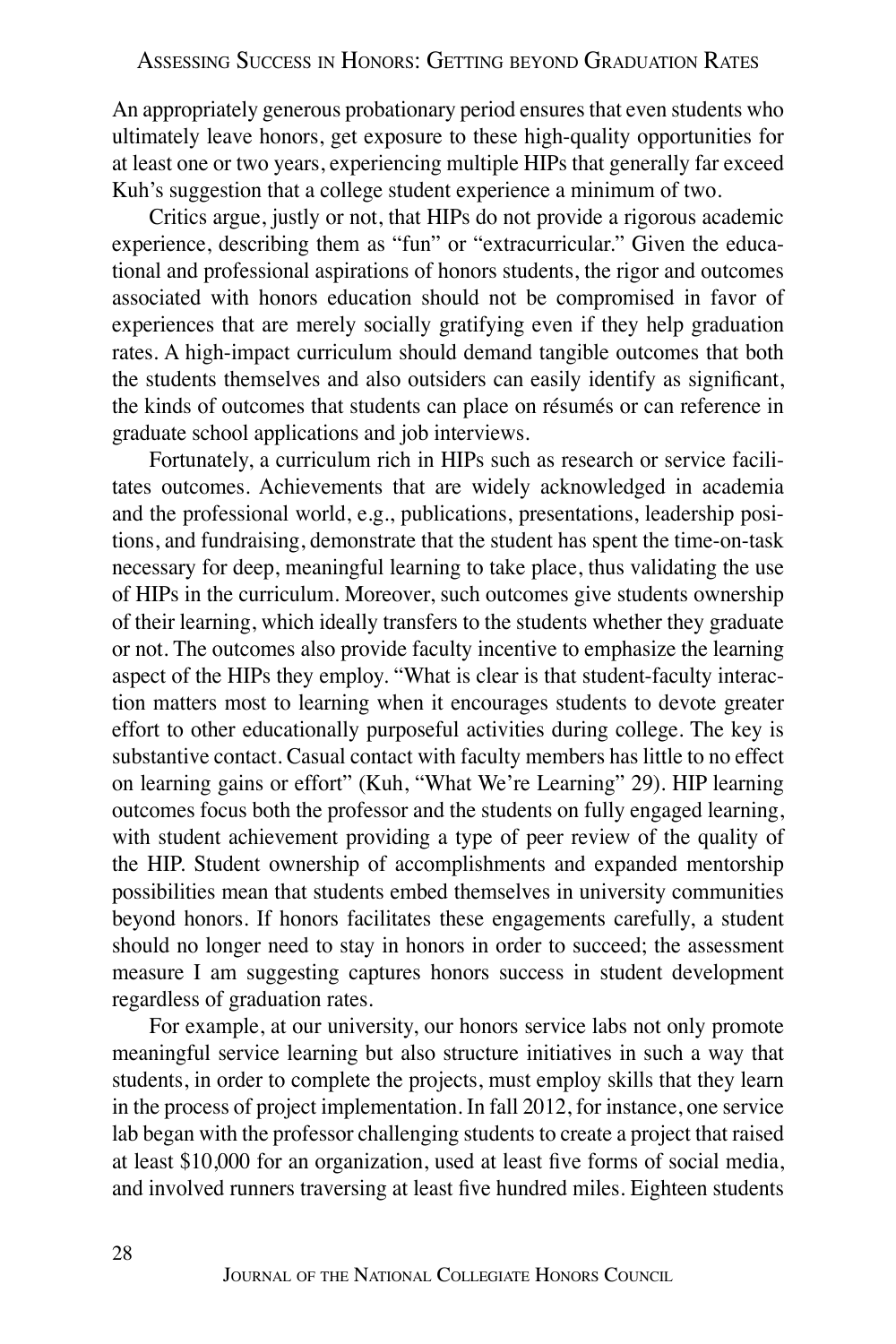An appropriately generous probationary period ensures that even students who ultimately leave honors, get exposure to these high-quality opportunities for at least one or two years, experiencing multiple HIPs that generally far exceed Kuh's suggestion that a college student experience a minimum of two.

Critics argue, justly or not, that HIPs do not provide a rigorous academic experience, describing them as "fun" or "extracurricular." Given the educational and professional aspirations of honors students, the rigor and outcomes associated with honors education should not be compromised in favor of experiences that are merely socially gratifying even if they help graduation rates. A high-impact curriculum should demand tangible outcomes that both the students themselves and also outsiders can easily identify as significant, the kinds of outcomes that students can place on résumés or can reference in graduate school applications and job interviews.

Fortunately, a curriculum rich in HIPs such as research or service facilitates outcomes. Achievements that are widely acknowledged in academia and the professional world, e.g., publications, presentations, leadership positions, and fundraising, demonstrate that the student has spent the time-on-task necessary for deep, meaningful learning to take place, thus validating the use of HIPs in the curriculum. Moreover, such outcomes give students ownership of their learning, which ideally transfers to the students whether they graduate or not. The outcomes also provide faculty incentive to emphasize the learning aspect of the HIPs they employ. "What is clear is that student-faculty interaction matters most to learning when it encourages students to devote greater effort to other educationally purposeful activities during college. The key is substantive contact. Casual contact with faculty members has little to no effect on learning gains or effort" (Kuh, "What We're Learning" 29). HIP learning outcomes focus both the professor and the students on fully engaged learning, with student achievement providing a type of peer review of the quality of the HIP. Student ownership of accomplishments and expanded mentorship possibilities mean that students embed themselves in university communities beyond honors. If honors facilitates these engagements carefully, a student should no longer need to stay in honors in order to succeed; the assessment measure I am suggesting captures honors success in student development regardless of graduation rates.

For example, at our university, our honors service labs not only promote meaningful service learning but also structure initiatives in such a way that students, in order to complete the projects, must employ skills that they learn in the process of project implementation. In fall 2012, for instance, one service lab began with the professor challenging students to create a project that raised at least $10,000 for an organization, used at least five forms of social media, and involved runners traversing at least five hundred miles. Eighteen students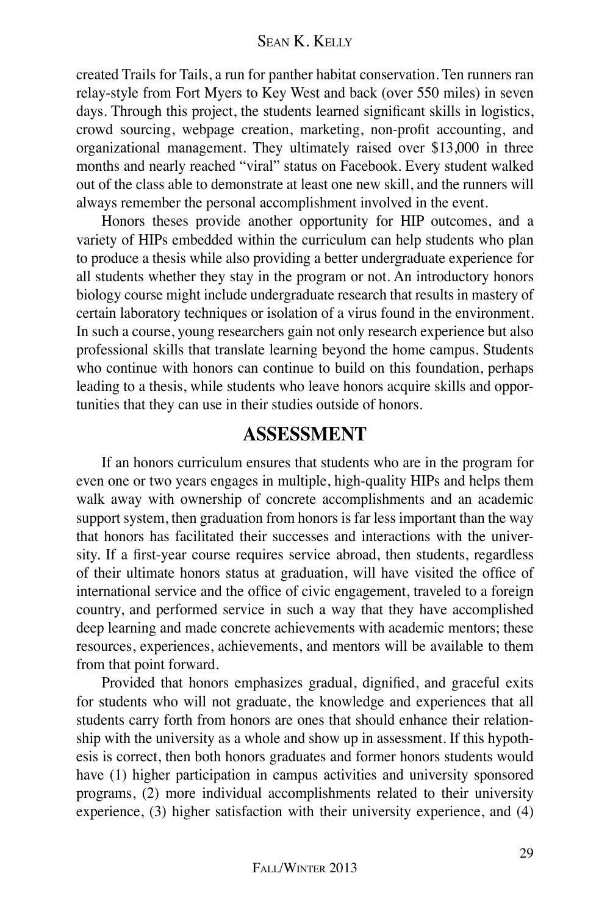created Trails for Tails, a run for panther habitat conservation. Ten runners ran relay-style from Fort Myers to Key West and back (over 550 miles) in seven days. Through this project, the students learned significant skills in logistics, crowd sourcing, webpage creation, marketing, non-profit accounting, and organizational management. They ultimately raised over $13,000 in three months and nearly reached "viral" status on Facebook. Every student walked out of the class able to demonstrate at least one new skill, and the runners will always remember the personal accomplishment involved in the event.

Honors theses provide another opportunity for HIP outcomes, and a variety of HIPs embedded within the curriculum can help students who plan to produce a thesis while also providing a better undergraduate experience for all students whether they stay in the program or not. An introductory honors biology course might include undergraduate research that results in mastery of certain laboratory techniques or isolation of a virus found in the environment. In such a course, young researchers gain not only research experience but also professional skills that translate learning beyond the home campus. Students who continue with honors can continue to build on this foundation, perhaps leading to a thesis, while students who leave honors acquire skills and opportunities that they can use in their studies outside of honors.

## ASSESSMENT

If an honors curriculum ensures that students who are in the program for even one or two years engages in multiple, high-quality HIPs and helps them walk away with ownership of concrete accomplishments and an academic support system, then graduation from honors is far less important than the way that honors has facilitated their successes and interactions with the university. If a first-year course requires service abroad, then students, regardless of their ultimate honors status at graduation, will have visited the office of international service and the office of civic engagement, traveled to a foreign country, and performed service in such a way that they have accomplished deep learning and made concrete achievements with academic mentors; these resources, experiences, achievements, and mentors will be available to them from that point forward.

Provided that honors emphasizes gradual, dignified, and graceful exits for students who will not graduate, the knowledge and experiences that all students carry forth from honors are ones that should enhance their relationship with the university as a whole and show up in assessment. If this hypothesis is correct, then both honors graduates and former honors students would have (1) higher participation in campus activities and university sponsored programs, (2) more individual accomplishments related to their university experience, (3) higher satisfaction with their university experience, and (4)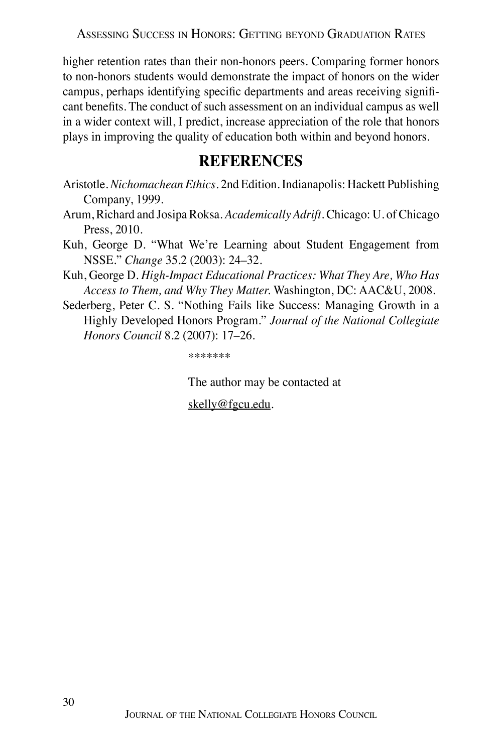higher retention rates than their non-honors peers. Comparing former honors to non-honors students would demonstrate the impact of honors on the wider campus, perhaps identifying specific departments and areas receiving significant benefits. The conduct of such assessment on an individual campus as well in a wider context will, I predict, increase appreciation of the role that honors plays in improving the quality of education both within and beyond honors.

## REFERENCES

Aristotle. *Nichomachean Ethics*. 2nd Edition. Indianapolis: Hackett Publishing Company, 1999.

Arum, Richard and Josipa Roksa. *Academically Adrift*. Chicago: U. of Chicago Press, 2010.

Kuh, George D. "What We're Learning about Student Engagement from NSSE." *Change* 35.2 (2003): 24–32.

Kuh, George D. *High-Impact Educational Practices: What They Are, Who Has Access to Them, and Why They Matter.* Washington, DC: AAC&U, 2008.

Sederberg, Peter C. S. "Nothing Fails like Success: Managing Growth in a Highly Developed Honors Program." *Journal of the National Collegiate Honors Council* 8.2 (2007): 17–26.

*******

The author may be contacted at

skelly@fgcu.edu.